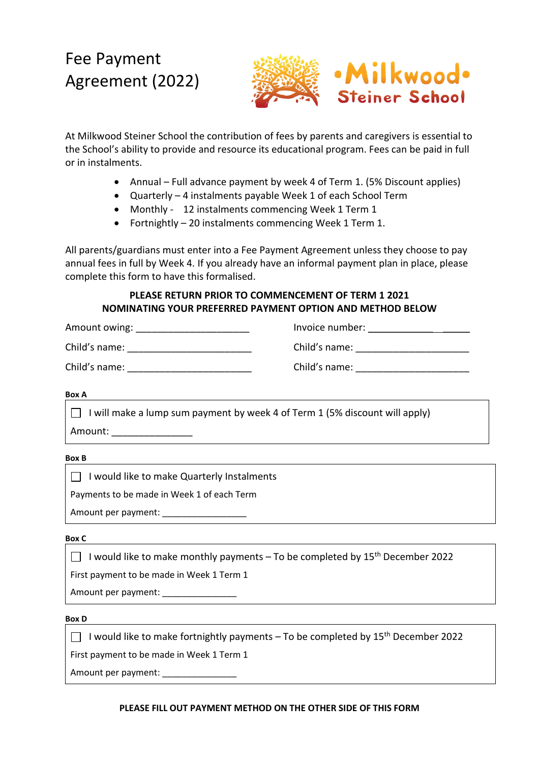# Fee Payment Agreement (2022)

Milkwood Steiner School

At Milkwood Steiner School the contribution of fees by parents and caregivers is essential to the School's ability to provide and resource its educational program. Fees can be paid in full or in instalments.

- Annual – Full advance payment by week 4 of Term 1. (5% Discount applies)
- Quarterly – 4 instalments payable Week 1 of each School Term
- Monthly - 12 instalments commencing Week 1 Term 1
- Fortnightly – 20 instalments commencing Week 1 Term 1.

All parents/guardians must enter into a Fee Payment Agreement unless they choose to pay annual fees in full by Week 4. If you already have an informal payment plan in place, please complete this form to have this formalised.

**PLEASE RETURN PRIOR TO COMMENCEMENT OF TERM 1 2021**
**NOMINATING YOUR PREFERRED PAYMENT OPTION AND METHOD BELOW**

Amount owing: ______________________ Invoice number: ___________________

Child's name: ________________________ Child's name: ______________________

Child's name: ________________________ Child's name: ______________________

**Box A**

☐ I will make a lump sum payment by week 4 of Term 1 (5% discount will apply)

Amount: ________________

**Box B**

☐ I would like to make Quarterly Instalments

Payments to be made in Week 1 of each Term

Amount per payment: _________________

**Box C**

☐ I would like to make monthly payments – To be completed by 15th December 2022

First payment to be made in Week 1 Term 1

Amount per payment: _______________

**Box D**

☐ I would like to make fortnightly payments – To be completed by 15th December 2022

First payment to be made in Week 1 Term 1

Amount per payment: _______________

**PLEASE FILL OUT PAYMENT METHOD ON THE OTHER SIDE OF THIS FORM**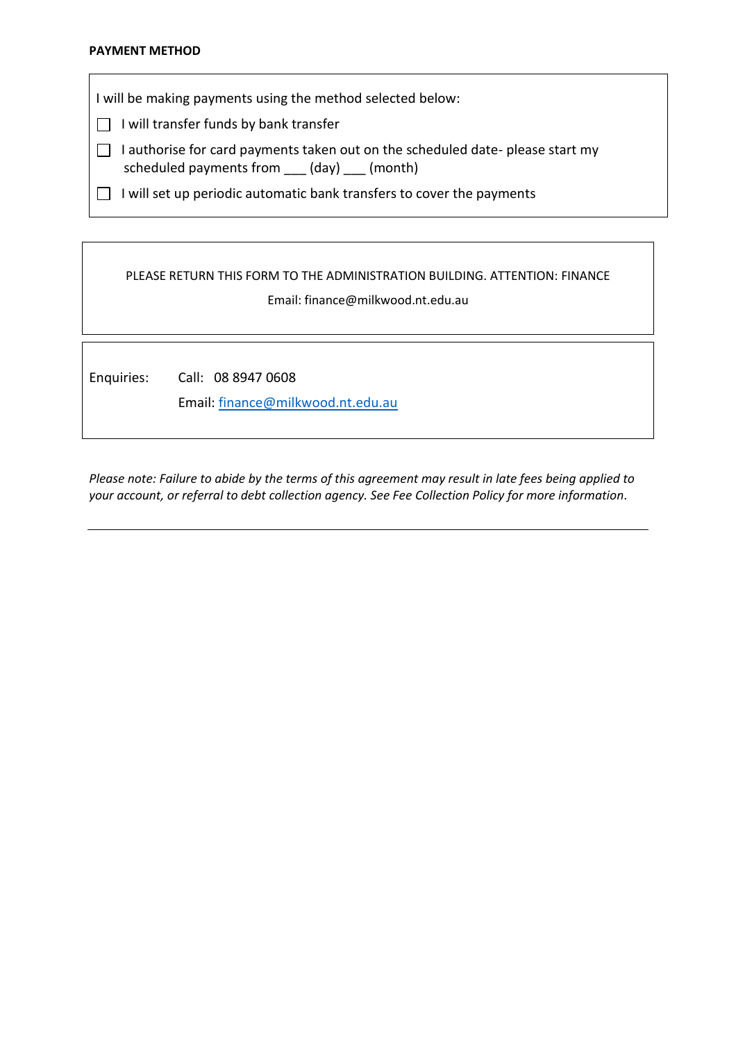**PAYMENT METHOD**

I will be making payments using the method selected below:

- ☐ I will transfer funds by bank transfer
- ☐ I authorise for card payments taken out on the scheduled date- please start my scheduled payments from ___ (day) ___ (month)
- ☐ I will set up periodic automatic bank transfers to cover the payments

PLEASE RETURN THIS FORM TO THE ADMINISTRATION BUILDING. ATTENTION: FINANCE

Email: finance@milkwood.nt.edu.au

Enquiries: Call: 08 8947 0608

Email: finance@milkwood.nt.edu.au

*Please note: Failure to abide by the terms of this agreement may result in late fees being applied to your account, or referral to debt collection agency. See Fee Collection Policy for more information.*